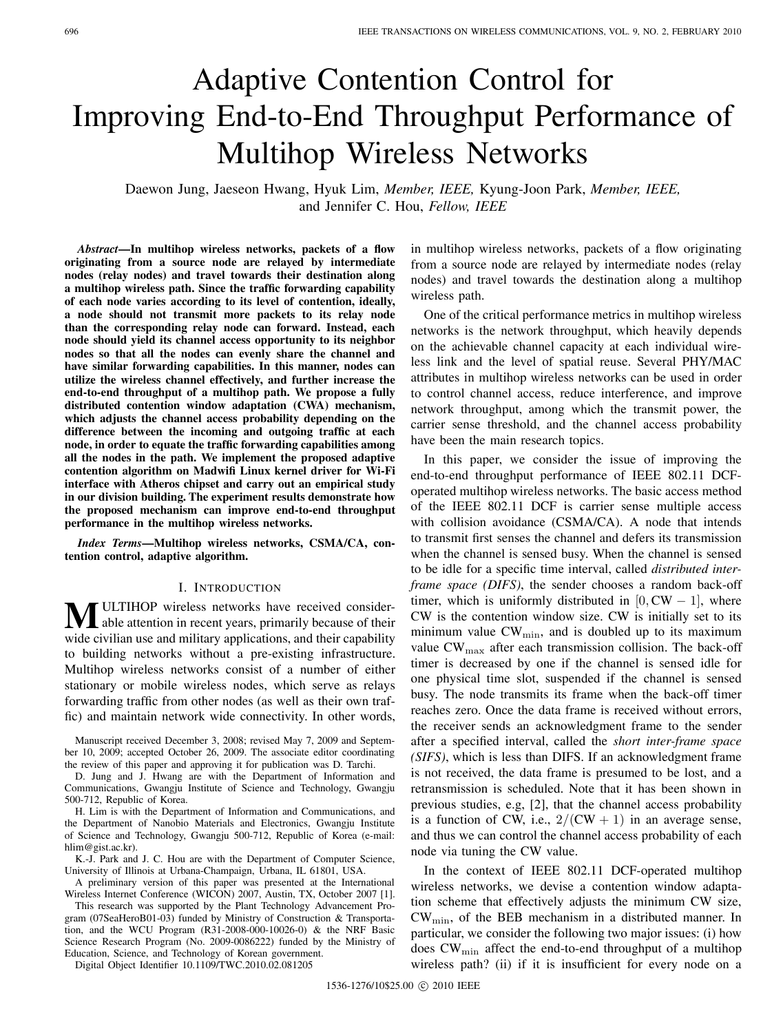# Adaptive Contention Control for Improving End-to-End Throughput Performance of Multihop Wireless Networks

Daewon Jung, Jaeseon Hwang, Hyuk Lim, *Member, IEEE,* Kyung-Joon Park, *Member, IEEE,* and Jennifer C. Hou, *Fellow, IEEE*

***Abstract*—In multihop wireless networks, packets of a flow originating from a source node are relayed by intermediate nodes (relay nodes) and travel towards their destination along a multihop wireless path. Since the traffic forwarding capability of each node varies according to its level of contention, ideally, a node should not transmit more packets to its relay node than the corresponding relay node can forward. Instead, each node should yield its channel access opportunity to its neighbor nodes so that all the nodes can evenly share the channel and have similar forwarding capabilities. In this manner, nodes can utilize the wireless channel effectively, and further increase the end-to-end throughput of a multihop path. We propose a fully distributed contention window adaptation (CWA) mechanism, which adjusts the channel access probability depending on the difference between the incoming and outgoing traffic at each node, in order to equate the traffic forwarding capabilities among all the nodes in the path. We implement the proposed adaptive contention algorithm on Madwifi Linux kernel driver for Wi-Fi interface with Atheros chipset and carry out an empirical study in our division building. The experiment results demonstrate how the proposed mechanism can improve end-to-end throughput performance in the multihop wireless networks.**

***Index Terms*—Multihop wireless networks, CSMA/CA, contention control, adaptive algorithm.**

## I. Introduction

Multihop wireless networks have received considerable attention in recent years, primarily because of their wide civilian use and military applications, and their capability to building networks without a pre-existing infrastructure. Multihop wireless networks consist of a number of either stationary or mobile wireless nodes, which serve as relays forwarding traffic from other nodes (as well as their own traffic) and maintain network wide connectivity. In other words, in multihop wireless networks, packets of a flow originating from a source node are relayed by intermediate nodes (relay nodes) and travel towards the destination along a multihop wireless path.

One of the critical performance metrics in multihop wireless networks is the network throughput, which heavily depends on the achievable channel capacity at each individual wireless link and the level of spatial reuse. Several PHY/MAC attributes in multihop wireless networks can be used in order to control channel access, reduce interference, and improve network throughput, among which the transmit power, the carrier sense threshold, and the channel access probability have been the main research topics.

In this paper, we consider the issue of improving the end-to-end throughput performance of IEEE 802.11 DCF-operated multihop wireless networks. The basic access method of the IEEE 802.11 DCF is carrier sense multiple access with collision avoidance (CSMA/CA). A node that intends to transmit first senses the channel and defers its transmission when the channel is sensed busy. When the channel is sensed to be idle for a specific time interval, called *distributed inter-frame space (DIFS)*, the sender chooses a random back-off timer, which is uniformly distributed in $[0, \mathrm{CW}-1]$, where CW is the contention window size. CW is initially set to its minimum value $\mathrm{CW}_{\min}$, and is doubled up to its maximum value $\mathrm{CW}_{\max}$ after each transmission collision. The back-off timer is decreased by one if the channel is sensed idle for one physical time slot, suspended if the channel is sensed busy. The node transmits its frame when the back-off timer reaches zero. Once the data frame is received without errors, the receiver sends an acknowledgment frame to the sender after a specified interval, called the *short inter-frame space (SIFS)*, which is less than DIFS. If an acknowledgment frame is not received, the data frame is presumed to be lost, and a retransmission is scheduled. Note that it has been shown in previous studies, e.g, [2], that the channel access probability is a function of CW, i.e., $2/(\mathrm{CW}+1)$ in an average sense, and thus we can control the channel access probability of each node via tuning the CW value.

In the context of IEEE 802.11 DCF-operated multihop wireless networks, we devise a contention window adaptation scheme that effectively adjusts the minimum CW size, $\mathrm{CW}_{\min}$, of the BEB mechanism in a distributed manner. In particular, we consider the following two major issues: (i) how does $\mathrm{CW}_{\min}$ affect the end-to-end throughput of a multihop wireless path? (ii) if it is insufficient for every node on a

---

Manuscript received December 3, 2008; revised May 7, 2009 and September 10, 2009; accepted October 26, 2009. The associate editor coordinating the review of this paper and approving it for publication was D. Tarchi.

D. Jung and J. Hwang are with the Department of Information and Communications, Gwangju Institute of Science and Technology, Gwangju 500-712, Republic of Korea.

H. Lim is with the Department of Information and Communications, and the Department of Nanobio Materials and Electronics, Gwangju Institute of Science and Technology, Gwangju 500-712, Republic of Korea (e-mail: hlim@gist.ac.kr).

K.-J. Park and J. C. Hou are with the Department of Computer Science, University of Illinois at Urbana-Champaign, Urbana, IL 61801, USA.

A preliminary version of this paper was presented at the International Wireless Internet Conference (WICON) 2007, Austin, TX, October 2007 [1].

This research was supported by the Plant Technology Advancement Program (07SeaHeroB01-03) funded by Ministry of Construction & Transportation, and the WCU Program (R31-2008-000-10026-0) & the NRF Basic Science Research Program (No. 2009-0086222) funded by the Ministry of Education, Science, and Technology of Korean government.

Digital Object Identifier 10.1109/TWC.2010.02.081205

1536-1276/10$25.00 © 2010 IEEE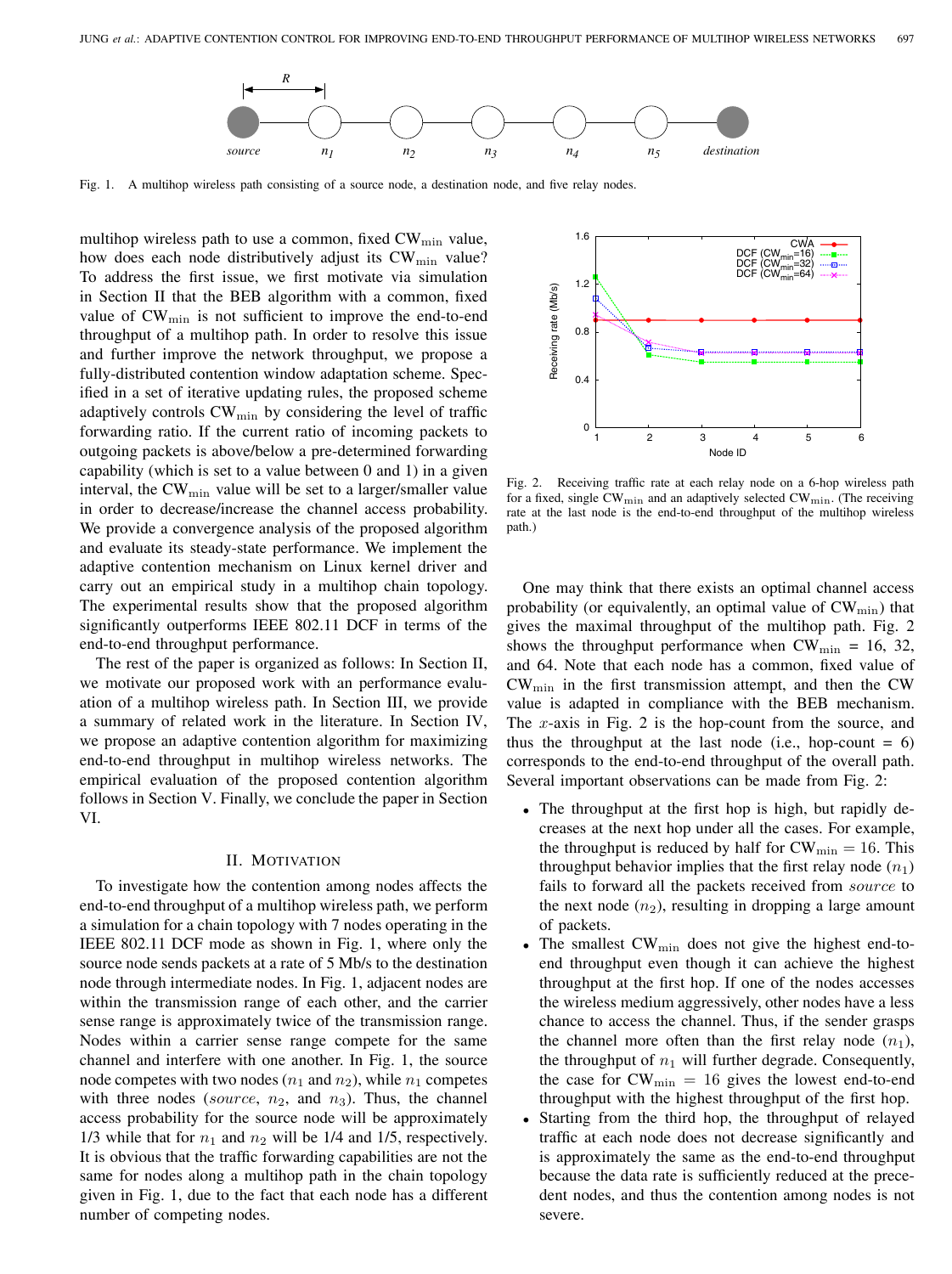Fig. 1. A multihop wireless path consisting of a source node, a destination node, and five relay nodes.

multihop wireless path to use a common, fixed $\mathrm{CW}_{\min}$ value, how does each node distributively adjust its $\mathrm{CW}_{\min}$ value? To address the first issue, we first motivate via simulation in Section II that the BEB algorithm with a common, fixed value of $\mathrm{CW}_{\min}$ is not sufficient to improve the end-to-end throughput of a multihop path. In order to resolve this issue and further improve the network throughput, we propose a fully-distributed contention window adaptation scheme. Specified in a set of iterative updating rules, the proposed scheme adaptively controls $\mathrm{CW}_{\min}$ by considering the level of traffic forwarding ratio. If the current ratio of incoming packets to outgoing packets is above/below a pre-determined forwarding capability (which is set to a value between 0 and 1) in a given interval, the $\mathrm{CW}_{\min}$ value will be set to a larger/smaller value in order to decrease/increase the channel access probability. We provide a convergence analysis of the proposed algorithm and evaluate its steady-state performance. We implement the adaptive contention mechanism on Linux kernel driver and carry out an empirical study in a multihop chain topology. The experimental results show that the proposed algorithm significantly outperforms IEEE 802.11 DCF in terms of the end-to-end throughput performance.

The rest of the paper is organized as follows: In Section II, we motivate our proposed work with an performance evaluation of a multihop wireless path. In Section III, we provide a summary of related work in the literature. In Section IV, we propose an adaptive contention algorithm for maximizing end-to-end throughput in multihop wireless networks. The empirical evaluation of the proposed contention algorithm follows in Section V. Finally, we conclude the paper in Section VI.

## II. Motivation

To investigate how the contention among nodes affects the end-to-end throughput of a multihop wireless path, we perform a simulation for a chain topology with 7 nodes operating in the IEEE 802.11 DCF mode as shown in Fig. 1, where only the source node sends packets at a rate of 5 Mb/s to the destination node through intermediate nodes. In Fig. 1, adjacent nodes are within the transmission range of each other, and the carrier sense range is approximately twice of the transmission range. Nodes within a carrier sense range compete for the same channel and interfere with one another. In Fig. 1, the source node competes with two nodes ($n_1$ and $n_2$), while $n_1$ competes with three nodes (*source*, $n_2$, and $n_3$). Thus, the channel access probability for the source node will be approximately 1/3 while that for $n_1$ and $n_2$ will be 1/4 and 1/5, respectively. It is obvious that the traffic forwarding capabilities are not the same for nodes along a multihop path in the chain topology given in Fig. 1, due to the fact that each node has a different number of competing nodes.

Fig. 2. Receiving traffic rate at each relay node on a 6-hop wireless path for a fixed, single $\mathrm{CW}_{\min}$ and an adaptively selected $\mathrm{CW}_{\min}$. (The receiving rate at the last node is the end-to-end throughput of the multihop wireless path.)

One may think that there exists an optimal channel access probability (or equivalently, an optimal value of $\mathrm{CW}_{\min}$) that gives the maximal throughput of the multihop path. Fig. 2 shows the throughput performance when $\mathrm{CW}_{\min}$ = 16, 32, and 64. Note that each node has a common, fixed value of $\mathrm{CW}_{\min}$ in the first transmission attempt, and then the CW value is adapted in compliance with the BEB mechanism. The $x$-axis in Fig. 2 is the hop-count from the source, and thus the throughput at the last node (i.e., hop-count = 6) corresponds to the end-to-end throughput of the overall path. Several important observations can be made from Fig. 2:

- The throughput at the first hop is high, but rapidly decreases at the next hop under all the cases. For example, the throughput is reduced by half for $\mathrm{CW}_{\min} = 16$. This throughput behavior implies that the first relay node ($n_1$) fails to forward all the packets received from *source* to the next node ($n_2$), resulting in dropping a large amount of packets.
- The smallest $\mathrm{CW}_{\min}$ does not give the highest end-to-end throughput even though it can achieve the highest throughput at the first hop. If one of the nodes accesses the wireless medium aggressively, other nodes have a less chance to access the channel. Thus, if the sender grasps the channel more often than the first relay node ($n_1$), the throughput of $n_1$ will further degrade. Consequently, the case for $\mathrm{CW}_{\min} = 16$ gives the lowest end-to-end throughput with the highest throughput of the first hop.
- Starting from the third hop, the throughput of relayed traffic at each node does not decrease significantly and is approximately the same as the end-to-end throughput because the data rate is sufficiently reduced at the precedent nodes, and thus the contention among nodes is not severe.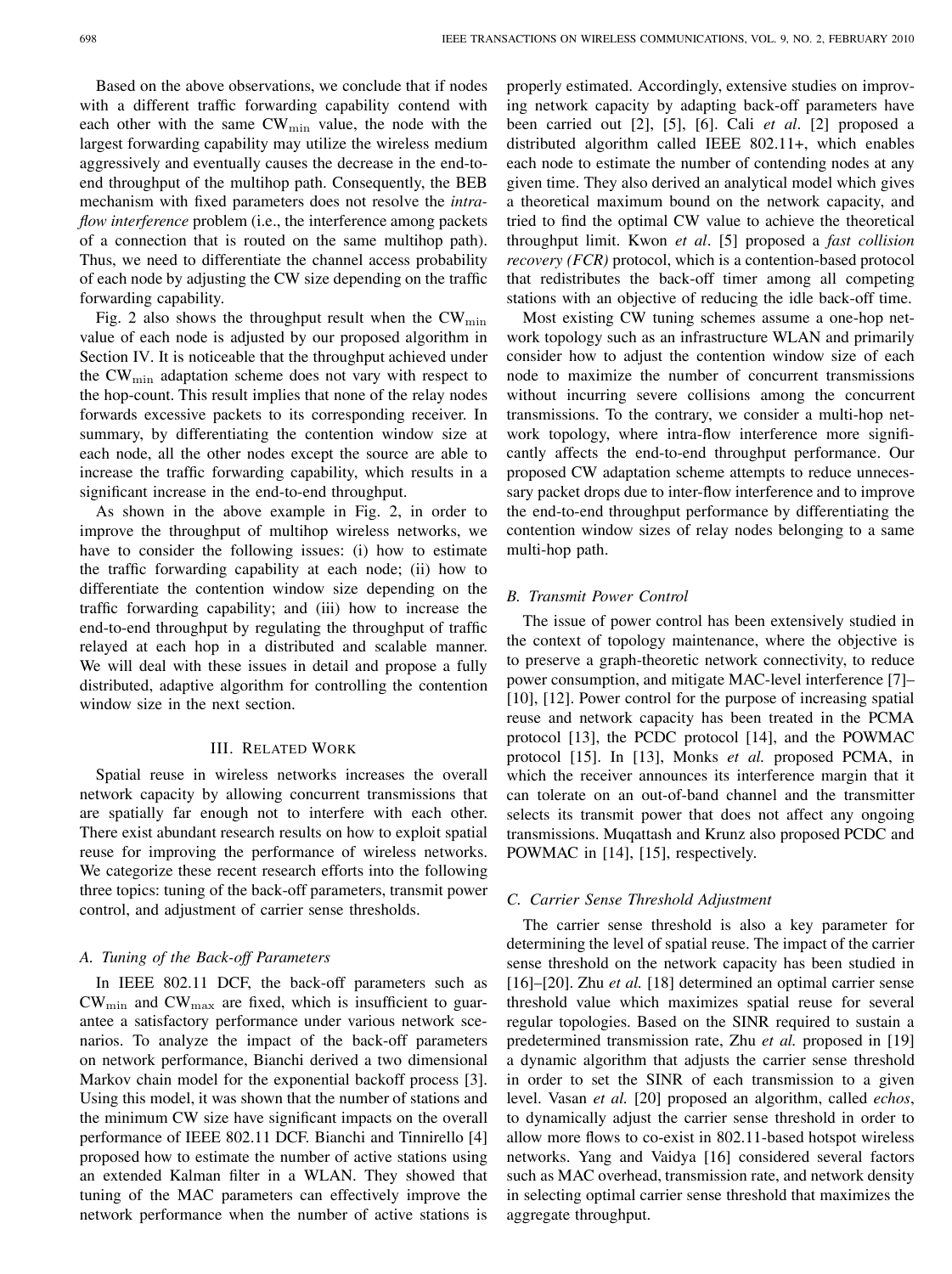Based on the above observations, we conclude that if nodes with a different traffic forwarding capability contend with each other with the same $CW_{\min}$ value, the node with the largest forwarding capability may utilize the wireless medium aggressively and eventually causes the decrease in the end-to-end throughput of the multihop path. Consequently, the BEB mechanism with fixed parameters does not resolve the *intra-flow interference* problem (i.e., the interference among packets of a connection that is routed on the same multihop path). Thus, we need to differentiate the channel access probability of each node by adjusting the CW size depending on the traffic forwarding capability.

Fig. 2 also shows the throughput result when the $CW_{\min}$ value of each node is adjusted by our proposed algorithm in Section IV. It is noticeable that the throughput achieved under the $CW_{\min}$ adaptation scheme does not vary with respect to the hop-count. This result implies that none of the relay nodes forwards excessive packets to its corresponding receiver. In summary, by differentiating the contention window size at each node, all the other nodes except the source are able to increase the traffic forwarding capability, which results in a significant increase in the end-to-end throughput.

As shown in the above example in Fig. 2, in order to improve the throughput of multihop wireless networks, we have to consider the following issues: (i) how to estimate the traffic forwarding capability at each node; (ii) how to differentiate the contention window size depending on the traffic forwarding capability; and (iii) how to increase the end-to-end throughput by regulating the throughput of traffic relayed at each hop in a distributed and scalable manner. We will deal with these issues in detail and propose a fully distributed, adaptive algorithm for controlling the contention window size in the next section.

## III. Related Work

Spatial reuse in wireless networks increases the overall network capacity by allowing concurrent transmissions that are spatially far enough not to interfere with each other. There exist abundant research results on how to exploit spatial reuse for improving the performance of wireless networks. We categorize these recent research efforts into the following three topics: tuning of the back-off parameters, transmit power control, and adjustment of carrier sense thresholds.

### A. Tuning of the Back-off Parameters

In IEEE 802.11 DCF, the back-off parameters such as $CW_{\min}$ and $CW_{\max}$ are fixed, which is insufficient to guarantee a satisfactory performance under various network scenarios. To analyze the impact of the back-off parameters on network performance, Bianchi derived a two dimensional Markov chain model for the exponential backoff process [3]. Using this model, it was shown that the number of stations and the minimum CW size have significant impacts on the overall performance of IEEE 802.11 DCF. Bianchi and Tinnirello [4] proposed how to estimate the number of active stations using an extended Kalman filter in a WLAN. They showed that tuning of the MAC parameters can effectively improve the network performance when the number of active stations is properly estimated. Accordingly, extensive studies on improving network capacity by adapting back-off parameters have been carried out [2], [5], [6]. Cali *et al*. [2] proposed a distributed algorithm called IEEE 802.11+, which enables each node to estimate the number of contending nodes at any given time. They also derived an analytical model which gives a theoretical maximum bound on the network capacity, and tried to find the optimal CW value to achieve the theoretical throughput limit. Kwon *et al*. [5] proposed a *fast collision recovery (FCR)* protocol, which is a contention-based protocol that redistributes the back-off timer among all competing stations with an objective of reducing the idle back-off time.

Most existing CW tuning schemes assume a one-hop network topology such as an infrastructure WLAN and primarily consider how to adjust the contention window size of each node to maximize the number of concurrent transmissions without incurring severe collisions among the concurrent transmissions. To the contrary, we consider a multi-hop network topology, where intra-flow interference more significantly affects the end-to-end throughput performance. Our proposed CW adaptation scheme attempts to reduce unnecessary packet drops due to inter-flow interference and to improve the end-to-end throughput performance by differentiating the contention window sizes of relay nodes belonging to a same multi-hop path.

### B. Transmit Power Control

The issue of power control has been extensively studied in the context of topology maintenance, where the objective is to preserve a graph-theoretic network connectivity, to reduce power consumption, and mitigate MAC-level interference [7]–[10], [12]. Power control for the purpose of increasing spatial reuse and network capacity has been treated in the PCMA protocol [13], the PCDC protocol [14], and the POWMAC protocol [15]. In [13], Monks *et al.* proposed PCMA, in which the receiver announces its interference margin that it can tolerate on an out-of-band channel and the transmitter selects its transmit power that does not affect any ongoing transmissions. Muqattash and Krunz also proposed PCDC and POWMAC in [14], [15], respectively.

### C. Carrier Sense Threshold Adjustment

The carrier sense threshold is also a key parameter for determining the level of spatial reuse. The impact of the carrier sense threshold on the network capacity has been studied in [16]–[20]. Zhu *et al.* [18] determined an optimal carrier sense threshold value which maximizes spatial reuse for several regular topologies. Based on the SINR required to sustain a predetermined transmission rate, Zhu *et al.* proposed in [19] a dynamic algorithm that adjusts the carrier sense threshold in order to set the SINR of each transmission to a given level. Vasan *et al.* [20] proposed an algorithm, called *echos*, to dynamically adjust the carrier sense threshold in order to allow more flows to co-exist in 802.11-based hotspot wireless networks. Yang and Vaidya [16] considered several factors such as MAC overhead, transmission rate, and network density in selecting optimal carrier sense threshold that maximizes the aggregate throughput.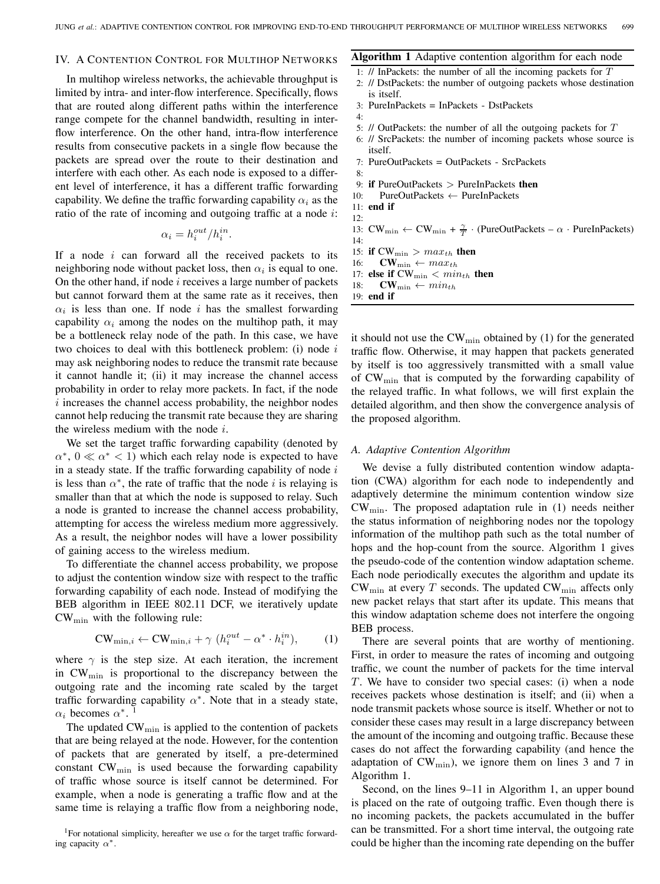## IV. A Contention Control for Multihop Networks

In multihop wireless networks, the achievable throughput is limited by intra- and inter-flow interference. Specifically, flows that are routed along different paths within the interference range compete for the channel bandwidth, resulting in inter-flow interference. On the other hand, intra-flow interference results from consecutive packets in a single flow because the packets are spread over the route to their destination and interfere with each other. As each node is exposed to a different level of interference, it has a different traffic forwarding capability. We define the traffic forwarding capability $\alpha_i$ as the ratio of the rate of incoming and outgoing traffic at a node $i$:

$$\alpha_i = h_i^{out} / h_i^{in}.$$

If a node $i$ can forward all the received packets to its neighboring node without packet loss, then $\alpha_i$ is equal to one. On the other hand, if node $i$ receives a large number of packets but cannot forward them at the same rate as it receives, then $\alpha_i$ is less than one. If node $i$ has the smallest forwarding capability $\alpha_i$ among the nodes on the multihop path, it may be a bottleneck relay node of the path. In this case, we have two choices to deal with this bottleneck problem: (i) node $i$ may ask neighboring nodes to reduce the transmit rate because it cannot handle it; (ii) it may increase the channel access probability in order to relay more packets. In fact, if the node $i$ increases the channel access probability, the neighbor nodes cannot help reducing the transmit rate because they are sharing the wireless medium with the node $i$.

We set the target traffic forwarding capability (denoted by $\alpha^*$, $0 \ll \alpha^* < 1$) which each relay node is expected to have in a steady state. If the traffic forwarding capability of node $i$ is less than $\alpha^*$, the rate of traffic that the node $i$ is relaying is smaller than that at which the node is supposed to relay. Such a node is granted to increase the channel access probability, attempting for access the wireless medium more aggressively. As a result, the neighbor nodes will have a lower possibility of gaining access to the wireless medium.

To differentiate the channel access probability, we propose to adjust the contention window size with respect to the traffic forwarding capability of each node. Instead of modifying the BEB algorithm in IEEE 802.11 DCF, we iteratively update $\text{CW}_{\min}$ with the following rule:

$$\text{CW}_{\min,i} \leftarrow \text{CW}_{\min,i} + \gamma\ (h_i^{out} - \alpha^* \cdot h_i^{in}), \tag{1}$$

where $\gamma$ is the step size. At each iteration, the increment in $\text{CW}_{\min}$ is proportional to the discrepancy between the outgoing rate and the incoming rate scaled by the target traffic forwarding capability $\alpha^*$. Note that in a steady state, $\alpha_i$ becomes $\alpha^*$. [1]

The updated $\text{CW}_{\min}$ is applied to the contention of packets that are being relayed at the node. However, for the contention of packets that are generated by itself, a pre-determined constant $\text{CW}_{\min}$ is used because the forwarding capability of traffic whose source is itself cannot be determined. For example, when a node is generating a traffic flow and at the same time is relaying a traffic flow from a neighboring node, it should not use the $\text{CW}_{\min}$ obtained by (1) for the generated traffic flow. Otherwise, it may happen that packets generated by itself is too aggressively transmitted with a small value of $\text{CW}_{\min}$ that is computed by the forwarding capability of the relayed traffic. In what follows, we will first explain the detailed algorithm, and then show the convergence analysis of the proposed algorithm.

[1] For notational simplicity, hereafter we use $\alpha$ for the target traffic forwarding capacity $\alpha^*$.

**Algorithm 1** Adaptive contention algorithm for each node

```
1: // InPackets: the number of all the incoming packets for T
2: // DstPackets: the number of outgoing packets whose destination
   is itself.
3: PureInPackets = InPackets - DstPackets
4:
5: // OutPackets: the number of all the outgoing packets for T
6: // SrcPackets: the number of incoming packets whose source is
   itself.
7: PureOutPackets = OutPackets - SrcPackets
8:
9: if PureOutPackets > PureInPackets then
10:    PureOutPackets ← PureInPackets
11: end if
12:
13: CW_min ← CW_min + (γ/T) · (PureOutPackets – α · PureInPackets)
14:
15: if CW_min > max_th then
16:    CW_min ← max_th
17: else if CW_min < min_th then
18:    CW_min ← min_th
19: end if
```

### A. Adaptive Contention Algorithm

We devise a fully distributed contention window adaptation (CWA) algorithm for each node to independently and adaptively determine the minimum contention window size $\text{CW}_{\min}$. The proposed adaptation rule in (1) needs neither the status information of neighboring nodes nor the topology information of the multihop path such as the total number of hops and the hop-count from the source. Algorithm 1 gives the pseudo-code of the contention window adaptation scheme. Each node periodically executes the algorithm and update its $\text{CW}_{\min}$ at every $T$ seconds. The updated $\text{CW}_{\min}$ affects only new packet relays that start after its update. This means that this window adaptation scheme does not interfere the ongoing BEB process.

There are several points that are worthy of mentioning. First, in order to measure the rates of incoming and outgoing traffic, we count the number of packets for the time interval $T$. We have to consider two special cases: (i) when a node receives packets whose destination is itself; and (ii) when a node transmit packets whose source is itself. Whether or not to consider these cases may result in a large discrepancy between the amount of the incoming and outgoing traffic. Because these cases do not affect the forwarding capability (and hence the adaptation of $\text{CW}_{\min}$), we ignore them on lines 3 and 7 in Algorithm 1.

Second, on the lines 9–11 in Algorithm 1, an upper bound is placed on the rate of outgoing traffic. Even though there is no incoming packets, the packets accumulated in the buffer can be transmitted. For a short time interval, the outgoing rate could be higher than the incoming rate depending on the buffer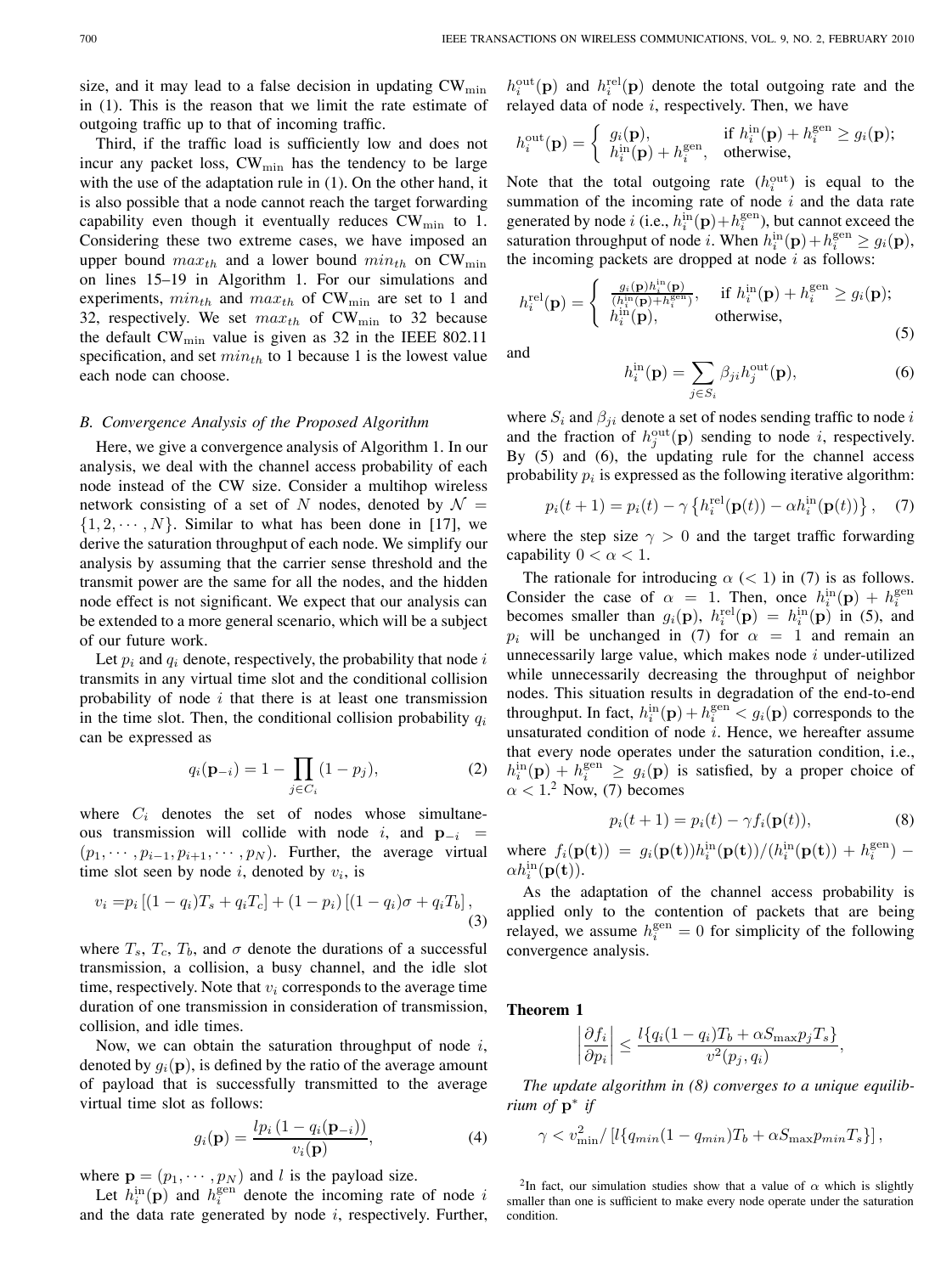size, and it may lead to a false decision in updating $\mathrm{CW_{min}}$ in (1). This is the reason that we limit the rate estimate of outgoing traffic up to that of incoming traffic.

Third, if the traffic load is sufficiently low and does not incur any packet loss, $\mathrm{CW_{min}}$ has the tendency to be large with the use of the adaptation rule in (1). On the other hand, it is also possible that a node cannot reach the target forwarding capability even though it eventually reduces $\mathrm{CW_{min}}$ to 1. Considering these two extreme cases, we have imposed an upper bound $max_{th}$ and a lower bound $min_{th}$ on $\mathrm{CW_{min}}$ on lines 15–19 in Algorithm 1. For our simulations and experiments, $min_{th}$ and $max_{th}$ of $\mathrm{CW_{min}}$ are set to 1 and 32, respectively. We set $max_{th}$ of $\mathrm{CW_{min}}$ to 32 because the default $\mathrm{CW_{min}}$ value is given as 32 in the IEEE 802.11 specification, and set $min_{th}$ to 1 because 1 is the lowest value each node can choose.

### B. Convergence Analysis of the Proposed Algorithm

Here, we give a convergence analysis of Algorithm 1. In our analysis, we deal with the channel access probability of each node instead of the CW size. Consider a multihop wireless network consisting of a set of $N$ nodes, denoted by $\mathcal{N} = \{1, 2, \cdots, N\}$. Similar to what has been done in [17], we derive the saturation throughput of each node. We simplify our analysis by assuming that the carrier sense threshold and the transmit power are the same for all the nodes, and the hidden node effect is not significant. We expect that our analysis can be extended to a more general scenario, which will be a subject of our future work.

Let $p_i$ and $q_i$ denote, respectively, the probability that node $i$ transmits in any virtual time slot and the conditional collision probability of node $i$ that there is at least one transmission in the time slot. Then, the conditional collision probability $q_i$ can be expressed as

$$q_i(\mathbf{p}_{-i}) = 1 - \prod_{j \in C_i}(1 - p_j), \tag{2}$$

where $C_i$ denotes the set of nodes whose simultaneous transmission will collide with node $i$, and $\mathbf{p}_{-i} = (p_1, \cdots, p_{i-1}, p_{i+1}, \cdots, p_N)$. Further, the average virtual time slot seen by node $i$, denoted by $v_i$, is

$$v_i = p_i\left[(1-q_i)T_s + q_i T_c\right] + (1-p_i)\left[(1-q_i)\sigma + q_i T_b\right], \tag{3}$$

where $T_s$, $T_c$, $T_b$, and $\sigma$ denote the durations of a successful transmission, a collision, a busy channel, and the idle slot time, respectively. Note that $v_i$ corresponds to the average time duration of one transmission in consideration of transmission, collision, and idle times.

Now, we can obtain the saturation throughput of node $i$, denoted by $g_i(\mathbf{p})$, is defined by the ratio of the average amount of payload that is successfully transmitted to the average virtual time slot as follows:

$$g_i(\mathbf{p}) = \frac{l p_i\left(1 - q_i(\mathbf{p}_{-i})\right)}{v_i(\mathbf{p})}, \tag{4}$$

where $\mathbf{p} = (p_1, \cdots, p_N)$ and $l$ is the payload size.

Let $h_i^{\mathrm{in}}(\mathbf{p})$ and $h_i^{\mathrm{gen}}$ denote the incoming rate of node $i$ and the data rate generated by node $i$, respectively. Further, $h_i^{\mathrm{out}}(\mathbf{p})$ and $h_i^{\mathrm{rel}}(\mathbf{p})$ denote the total outgoing rate and the relayed data of node $i$, respectively. Then, we have

$$h_i^{\mathrm{out}}(\mathbf{p}) = \begin{cases} g_i(\mathbf{p}), & \text{if } h_i^{\mathrm{in}}(\mathbf{p}) + h_i^{\mathrm{gen}} \geq g_i(\mathbf{p}); \\ h_i^{\mathrm{in}}(\mathbf{p}) + h_i^{\mathrm{gen}}, & \text{otherwise,} \end{cases}$$

Note that the total outgoing rate ($h_i^{\mathrm{out}}$) is equal to the summation of the incoming rate of node $i$ and the data rate generated by node $i$ (i.e., $h_i^{\mathrm{in}}(\mathbf{p}) + h_i^{\mathrm{gen}}$), but cannot exceed the saturation throughput of node $i$. When $h_i^{\mathrm{in}}(\mathbf{p}) + h_i^{\mathrm{gen}} \geq g_i(\mathbf{p})$, the incoming packets are dropped at node $i$ as follows:

$$h_i^{\mathrm{rel}}(\mathbf{p}) = \begin{cases} \frac{g_i(\mathbf{p}) h_i^{\mathrm{in}}(\mathbf{p})}{(h_i^{\mathrm{in}}(\mathbf{p}) + h_i^{\mathrm{gen}})}, & \text{if } h_i^{\mathrm{in}}(\mathbf{p}) + h_i^{\mathrm{gen}} \geq g_i(\mathbf{p}); \\ h_i^{\mathrm{in}}(\mathbf{p}), & \text{otherwise,} \end{cases} \tag{5}$$

and

$$h_i^{\mathrm{in}}(\mathbf{p}) = \sum_{j \in S_i} \beta_{ji} h_j^{\mathrm{out}}(\mathbf{p}), \tag{6}$$

where $S_i$ and $\beta_{ji}$ denote a set of nodes sending traffic to node $i$ and the fraction of $h_j^{\mathrm{out}}(\mathbf{p})$ sending to node $i$, respectively. By (5) and (6), the updating rule for the channel access probability $p_i$ is expressed as the following iterative algorithm:

$$p_i(t+1) = p_i(t) - \gamma\left\{h_i^{\mathrm{rel}}(\mathbf{p}(t)) - \alpha h_i^{\mathrm{in}}(\mathbf{p}(t))\right\}, \tag{7}$$

where the step size $\gamma > 0$ and the target traffic forwarding capability $0 < \alpha < 1$.

The rationale for introducing $\alpha$ ($< 1$) in (7) is as follows. Consider the case of $\alpha = 1$. Then, once $h_i^{\mathrm{in}}(\mathbf{p}) + h_i^{\mathrm{gen}}$ becomes smaller than $g_i(\mathbf{p})$, $h_i^{\mathrm{rel}}(\mathbf{p}) = h_i^{\mathrm{in}}(\mathbf{p})$ in (5), and $p_i$ will be unchanged in (7) for $\alpha = 1$ and remain an unnecessarily large value, which makes node $i$ under-utilized while unnecessarily decreasing the throughput of neighbor nodes. This situation results in degradation of the end-to-end throughput. In fact, $h_i^{\mathrm{in}}(\mathbf{p}) + h_i^{\mathrm{gen}} < g_i(\mathbf{p})$ corresponds to the unsaturated condition of node $i$. Hence, we hereafter assume that every node operates under the saturation condition, i.e., $h_i^{\mathrm{in}}(\mathbf{p}) + h_i^{\mathrm{gen}} \geq g_i(\mathbf{p})$ is satisfied, by a proper choice of $\alpha < 1$.[2] Now, (7) becomes

$$p_i(t+1) = p_i(t) - \gamma f_i(\mathbf{p}(t)), \tag{8}$$

where $f_i(\mathbf{p(t)}) = g_i(\mathbf{p(t)}) h_i^{\mathrm{in}}(\mathbf{p(t)}) / (h_i^{\mathrm{in}}(\mathbf{p(t)}) + h_i^{\mathrm{gen}}) - \alpha h_i^{\mathrm{in}}(\mathbf{p(t)})$.

As the adaptation of the channel access probability is applied only to the contention of packets that are being relayed, we assume $h_i^{\mathrm{gen}} = 0$ for simplicity of the following convergence analysis.

**Theorem 1**

$$\left|\frac{\partial f_i}{\partial p_i}\right| \leq \frac{l\{q_i(1-q_i)T_b + \alpha S_{\max} p_j T_s\}}{v^2(p_j, q_i)},$$

*The update algorithm in (8) converges to a unique equilibrium of* $\mathbf{p}^*$ *if*

$$\gamma < v_{\min}^2 / \left[l\{q_{min}(1-q_{min})T_b + \alpha S_{\max} p_{min} T_s\}\right],$$

[2] In fact, our simulation studies show that a value of $\alpha$ which is slightly smaller than one is sufficient to make every node operate under the saturation condition.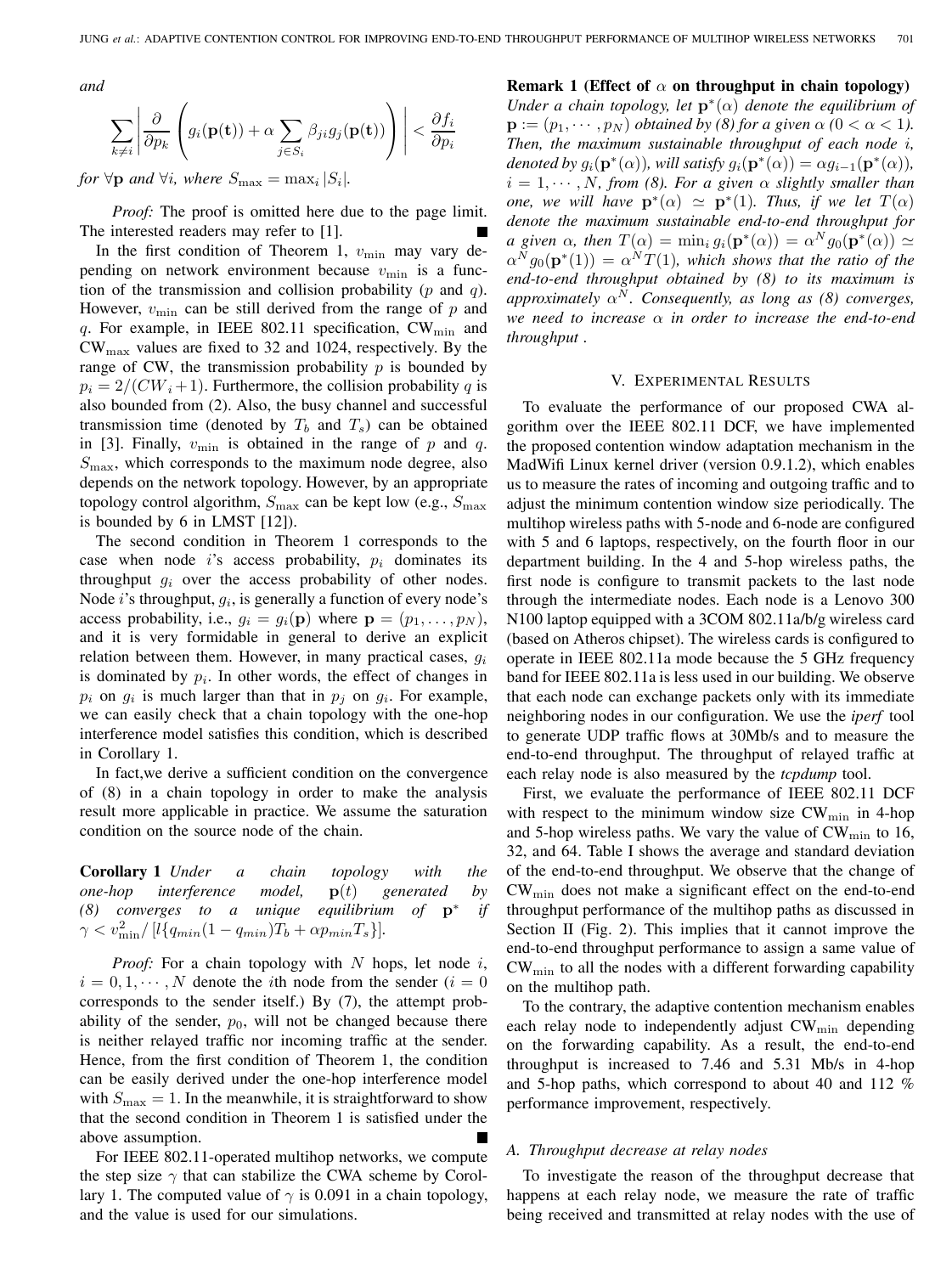and

$$\sum_{k \neq i} \left| \frac{\partial}{\partial p_k} \left( g_i(\mathbf{p(t)}) + \alpha \sum_{j \in S_i} \beta_{ji} g_j(\mathbf{p(t)}) \right) \right| < \frac{\partial f_i}{\partial p_i}$$

*for* $\forall \mathbf{p}$ *and* $\forall i$*, where* $S_{\max} = \max_i |S_i|$.

*Proof:* The proof is omitted here due to the page limit. The interested readers may refer to [1].

In the first condition of Theorem 1, $v_{\min}$ may vary depending on network environment because $v_{\min}$ is a function of the transmission and collision probability ($p$ and $q$). However, $v_{\min}$ can be still derived from the range of $p$ and $q$. For example, in IEEE 802.11 specification, $\text{CW}_{\min}$ and $\text{CW}_{\max}$ values are fixed to 32 and 1024, respectively. By the range of CW, the transmission probability $p$ is bounded by $p_i = 2/(CW_i+1)$. Furthermore, the collision probability $q$ is also bounded from (2). Also, the busy channel and successful transmission time (denoted by $T_b$ and $T_s$) can be obtained in [3]. Finally, $v_{\min}$ is obtained in the range of $p$ and $q$. $S_{\max}$, which corresponds to the maximum node degree, also depends on the network topology. However, by an appropriate topology control algorithm, $S_{\max}$ can be kept low (e.g., $S_{\max}$ is bounded by 6 in LMST [12]).

The second condition in Theorem 1 corresponds to the case when node $i$'s access probability, $p_i$ dominates its throughput $g_i$ over the access probability of other nodes. Node $i$'s throughput, $g_i$, is generally a function of every node's access probability, i.e., $g_i = g_i(\mathbf{p})$ where $\mathbf{p} = (p_1, \ldots, p_N)$, and it is very formidable in general to derive an explicit relation between them. However, in many practical cases, $g_i$ is dominated by $p_i$. In other words, the effect of changes in $p_i$ on $g_i$ is much larger than that in $p_j$ on $g_i$. For example, we can easily check that a chain topology with the one-hop interference model satisfies this condition, which is described in Corollary 1.

In fact,we derive a sufficient condition on the convergence of (8) in a chain topology in order to make the analysis result more applicable in practice. We assume the saturation condition on the source node of the chain.

**Corollary 1** *Under a chain topology with the one-hop interference model,* $\mathbf{p}(t)$ *generated by (8) converges to a unique equilibrium of* $\mathbf{p}^*$ *if* $\gamma < v_{\min}^2 / [l\{q_{min}(1-q_{min})T_b + \alpha p_{min} T_s\}]$.

*Proof:* For a chain topology with $N$ hops, let node $i$, $i = 0, 1, \cdots, N$ denote the $i$th node from the sender ($i = 0$ corresponds to the sender itself.) By (7), the attempt probability of the sender, $p_0$, will not be changed because there is neither relayed traffic nor incoming traffic at the sender. Hence, from the first condition of Theorem 1, the condition can be easily derived under the one-hop interference model with $S_{\max} = 1$. In the meanwhile, it is straightforward to show that the second condition in Theorem 1 is satisfied under the above assumption.

For IEEE 802.11-operated multihop networks, we compute the step size $\gamma$ that can stabilize the CWA scheme by Corollary 1. The computed value of $\gamma$ is 0.091 in a chain topology, and the value is used for our simulations.

**Remark 1 (Effect of $\alpha$ on throughput in chain topology)** *Under a chain topology, let* $\mathbf{p}^*(\alpha)$ *denote the equilibrium of* $\mathbf{p} := (p_1, \cdots, p_N)$ *obtained by (8) for a given* $\alpha$ *(*$0 < \alpha < 1$*). Then, the maximum sustainable throughput of each node* $i$*, denoted by* $g_i(\mathbf{p}^*(\alpha))$*, will satisfy* $g_i(\mathbf{p}^*(\alpha)) = \alpha g_{i-1}(\mathbf{p}^*(\alpha))$*,* $i = 1, \cdots, N$*, from (8). For a given* $\alpha$ *slightly smaller than one, we will have* $\mathbf{p}^*(\alpha) \simeq \mathbf{p}^*(1)$*. Thus, if we let* $T(\alpha)$ *denote the maximum sustainable end-to-end throughput for a given* $\alpha$*, then* $T(\alpha) = \min_i g_i(\mathbf{p}^*(\alpha)) = \alpha^N g_0(\mathbf{p}^*(\alpha)) \simeq \alpha^N g_0(\mathbf{p}^*(1)) = \alpha^N T(1)$*, which shows that the ratio of the end-to-end throughput obtained by (8) to its maximum is approximately* $\alpha^N$*. Consequently, as long as (8) converges, we need to increase* $\alpha$ *in order to increase the end-to-end throughput .*

## V. Experimental Results

To evaluate the performance of our proposed CWA algorithm over the IEEE 802.11 DCF, we have implemented the proposed contention window adaptation mechanism in the MadWifi Linux kernel driver (version 0.9.1.2), which enables us to measure the rates of incoming and outgoing traffic and to adjust the minimum contention window size periodically. The multihop wireless paths with 5-node and 6-node are configured with 5 and 6 laptops, respectively, on the fourth floor in our department building. In the 4 and 5-hop wireless paths, the first node is configure to transmit packets to the last node through the intermediate nodes. Each node is a Lenovo 300 N100 laptop equipped with a 3COM 802.11a/b/g wireless card (based on Atheros chipset). The wireless cards is configured to operate in IEEE 802.11a mode because the 5 GHz frequency band for IEEE 802.11a is less used in our building. We observe that each node can exchange packets only with its immediate neighboring nodes in our configuration. We use the *iperf* tool to generate UDP traffic flows at 30Mb/s and to measure the end-to-end throughput. The throughput of relayed traffic at each relay node is also measured by the *tcpdump* tool.

First, we evaluate the performance of IEEE 802.11 DCF with respect to the minimum window size $\text{CW}_{\min}$ in 4-hop and 5-hop wireless paths. We vary the value of $\text{CW}_{\min}$ to 16, 32, and 64. Table I shows the average and standard deviation of the end-to-end throughput. We observe that the change of $\text{CW}_{\min}$ does not make a significant effect on the end-to-end throughput performance of the multihop paths as discussed in Section II (Fig. 2). This implies that it cannot improve the end-to-end throughput performance to assign a same value of $\text{CW}_{\min}$ to all the nodes with a different forwarding capability on the multihop path.

To the contrary, the adaptive contention mechanism enables each relay node to independently adjust $\text{CW}_{\min}$ depending on the forwarding capability. As a result, the end-to-end throughput is increased to 7.46 and 5.31 Mb/s in 4-hop and 5-hop paths, which correspond to about 40 and 112 % performance improvement, respectively.

### A. Throughput decrease at relay nodes

To investigate the reason of the throughput decrease that happens at each relay node, we measure the rate of traffic being received and transmitted at relay nodes with the use of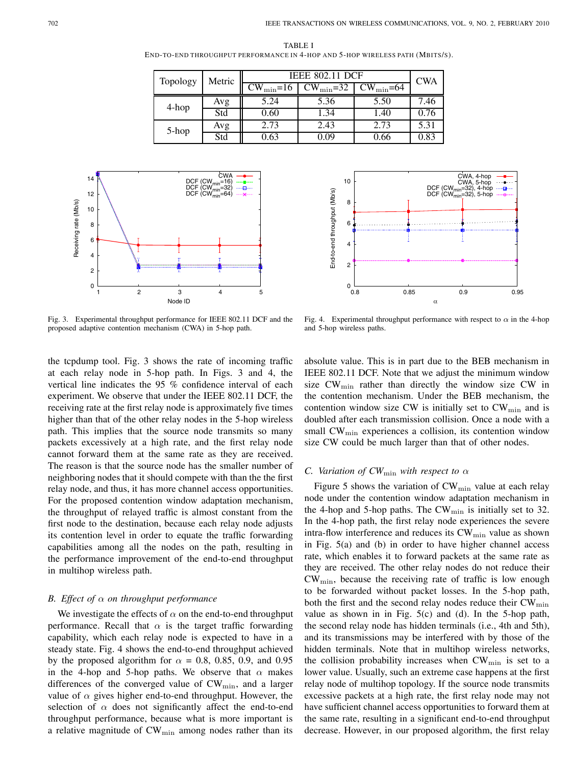TABLE I
END-TO-END THROUGHPUT PERFORMANCE IN 4-HOP AND 5-HOP WIRELESS PATH (MBITS/S).

| Topology | Metric | IEEE 802.11 DCF | | | CWA |
|---|---|---|---|---|---|
| | | $CW_{min}$=16 | $CW_{min}$=32 | $CW_{min}$=64 | |
| 4-hop | Avg | 5.24 | 5.36 | 5.50 | 7.46 |
| | Std | 0.60 | 1.34 | 1.40 | 0.76 |
| 5-hop | Avg | 2.73 | 2.43 | 2.73 | 5.31 |
| | Std | 0.63 | 0.09 | 0.66 | 0.83 |

Fig. 3. Experimental throughput performance for IEEE 802.11 DCF and the proposed adaptive contention mechanism (CWA) in 5-hop path.

Fig. 4. Experimental throughput performance with respect to $\alpha$ in the 4-hop and 5-hop wireless paths.

the tcpdump tool. Fig. 3 shows the rate of incoming traffic at each relay node in 5-hop path. In Figs. 3 and 4, the vertical line indicates the 95 % confidence interval of each experiment. We observe that under the IEEE 802.11 DCF, the receiving rate at the first relay node is approximately five times higher than that of the other relay nodes in the 5-hop wireless path. This implies that the source node transmits so many packets excessively at a high rate, and the first relay node cannot forward them at the same rate as they are received. The reason is that the source node has the smaller number of neighboring nodes that it should compete with than the the first relay node, and thus, it has more channel access opportunities. For the proposed contention window adaptation mechanism, the throughput of relayed traffic is almost constant from the first node to the destination, because each relay node adjusts its contention level in order to equate the traffic forwarding capabilities among all the nodes on the path, resulting in the performance improvement of the end-to-end throughput in multihop wireless path.

### B. Effect of $\alpha$ on throughput performance

We investigate the effects of $\alpha$ on the end-to-end throughput performance. Recall that $\alpha$ is the target traffic forwarding capability, which each relay node is expected to have in a steady state. Fig. 4 shows the end-to-end throughput achieved by the proposed algorithm for $\alpha$ = 0.8, 0.85, 0.9, and 0.95 in the 4-hop and 5-hop paths. We observe that $\alpha$ makes differences of the converged value of $CW_{min}$, and a larger value of $\alpha$ gives higher end-to-end throughput. However, the selection of $\alpha$ does not significantly affect the end-to-end throughput performance, because what is more important is a relative magnitude of $CW_{min}$ among nodes rather than its absolute value. This is in part due to the BEB mechanism in IEEE 802.11 DCF. Note that we adjust the minimum window size $CW_{min}$ rather than directly the window size CW in the contention mechanism. Under the BEB mechanism, the contention window size CW is initially set to $CW_{min}$ and is doubled after each transmission collision. Once a node with a small $CW_{min}$ experiences a collision, its contention window size CW could be much larger than that of other nodes.

### C. Variation of $CW_{min}$ with respect to $\alpha$

Figure 5 shows the variation of $CW_{min}$ value at each relay node under the contention window adaptation mechanism in the 4-hop and 5-hop paths. The $CW_{min}$ is initially set to 32. In the 4-hop path, the first relay node experiences the severe intra-flow interference and reduces its $CW_{min}$ value as shown in Fig. 5(a) and (b) in order to have higher channel access rate, which enables it to forward packets at the same rate as they are received. The other relay nodes do not reduce their $CW_{min}$, because the receiving rate of traffic is low enough to be forwarded without packet losses. In the 5-hop path, both the first and the second relay nodes reduce their $CW_{min}$ value as shown in in Fig. 5(c) and (d). In the 5-hop path, the second relay node has hidden terminals (i.e., 4th and 5th), and its transmissions may be interfered with by those of the hidden terminals. Note that in multihop wireless networks, the collision probability increases when $CW_{min}$ is set to a lower value. Usually, such an extreme case happens at the first relay node of multihop topology. If the source node transmits excessive packets at a high rate, the first relay node may not have sufficient channel access opportunities to forward them at the same rate, resulting in a significant end-to-end throughput decrease. However, in our proposed algorithm, the first relay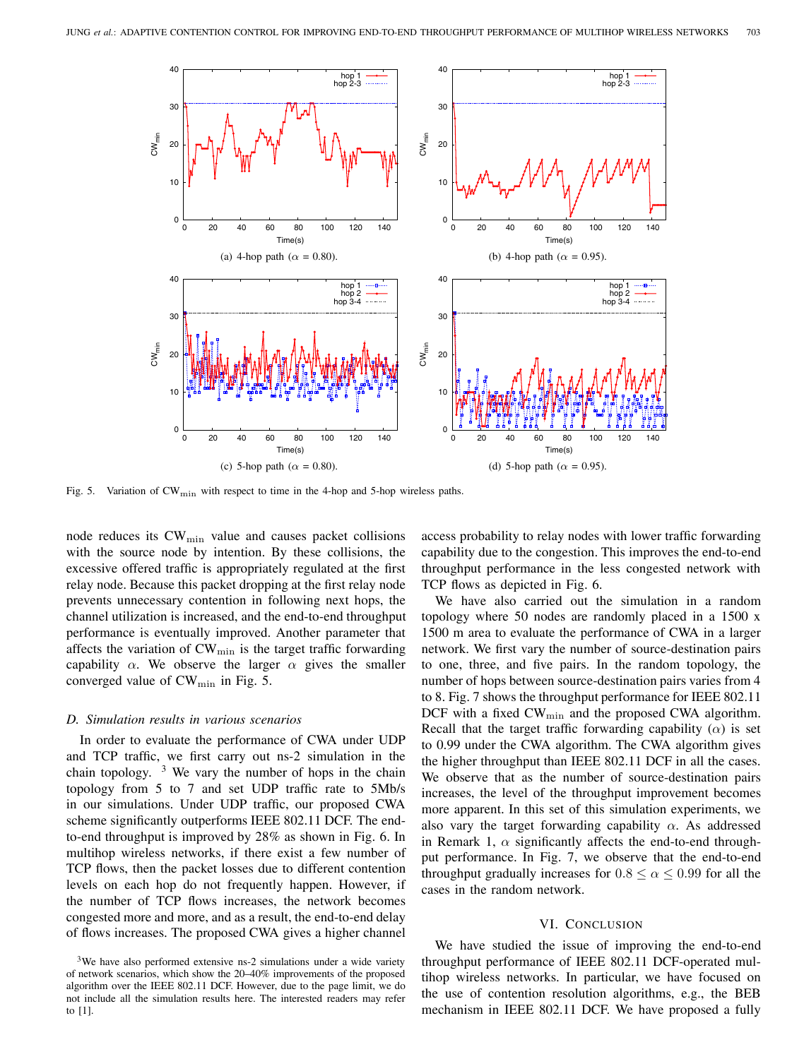(a) 4-hop path ($\alpha$ = 0.80).

(b) 4-hop path ($\alpha$ = 0.95).

(c) 5-hop path ($\alpha$ = 0.80).

(d) 5-hop path ($\alpha$ = 0.95).

Fig. 5. Variation of $\mathrm{CW}_{\min}$ with respect to time in the 4-hop and 5-hop wireless paths.

node reduces its $\mathrm{CW}_{\min}$ value and causes packet collisions with the source node by intention. By these collisions, the excessive offered traffic is appropriately regulated at the first relay node. Because this packet dropping at the first relay node prevents unnecessary contention in following next hops, the channel utilization is increased, and the end-to-end throughput performance is eventually improved. Another parameter that affects the variation of $\mathrm{CW}_{\min}$ is the target traffic forwarding capability $\alpha$. We observe the larger $\alpha$ gives the smaller converged value of $\mathrm{CW}_{\min}$ in Fig. 5.

### D. Simulation results in various scenarios

In order to evaluate the performance of CWA under UDP and TCP traffic, we first carry out ns-2 simulation in the chain topology. [3] We vary the number of hops in the chain topology from 5 to 7 and set UDP traffic rate to 5Mb/s in our simulations. Under UDP traffic, our proposed CWA scheme significantly outperforms IEEE 802.11 DCF. The end-to-end throughput is improved by 28% as shown in Fig. 6. In multihop wireless networks, if there exist a few number of TCP flows, then the packet losses due to different contention levels on each hop do not frequently happen. However, if the number of TCP flows increases, the network becomes congested more and more, and as a result, the end-to-end delay of flows increases. The proposed CWA gives a higher channel access probability to relay nodes with lower traffic forwarding capability due to the congestion. This improves the end-to-end throughput performance in the less congested network with TCP flows as depicted in Fig. 6.

We have also carried out the simulation in a random topology where 50 nodes are randomly placed in a 1500 x 1500 m area to evaluate the performance of CWA in a larger network. We first vary the number of source-destination pairs to one, three, and five pairs. In the random topology, the number of hops between source-destination pairs varies from 4 to 8. Fig. 7 shows the throughput performance for IEEE 802.11 DCF with a fixed $\mathrm{CW}_{\min}$ and the proposed CWA algorithm. Recall that the target traffic forwarding capability ($\alpha$) is set to 0.99 under the CWA algorithm. The CWA algorithm gives the higher throughput than IEEE 802.11 DCF in all the cases. We observe that as the number of source-destination pairs increases, the level of the throughput improvement becomes more apparent. In this set of this simulation experiments, we also vary the target forwarding capability $\alpha$. As addressed in Remark 1, $\alpha$ significantly affects the end-to-end throughput performance. In Fig. 7, we observe that the end-to-end throughput gradually increases for $0.8 \leq \alpha \leq 0.99$ for all the cases in the random network.

## VI. Conclusion

We have studied the issue of improving the end-to-end throughput performance of IEEE 802.11 DCF-operated multihop wireless networks. In particular, we have focused on the use of contention resolution algorithms, e.g., the BEB mechanism in IEEE 802.11 DCF. We have proposed a fully

[3] We have also performed extensive ns-2 simulations under a wide variety of network scenarios, which show the 20–40% improvements of the proposed algorithm over the IEEE 802.11 DCF. However, due to the page limit, we do not include all the simulation results here. The interested readers may refer to [1].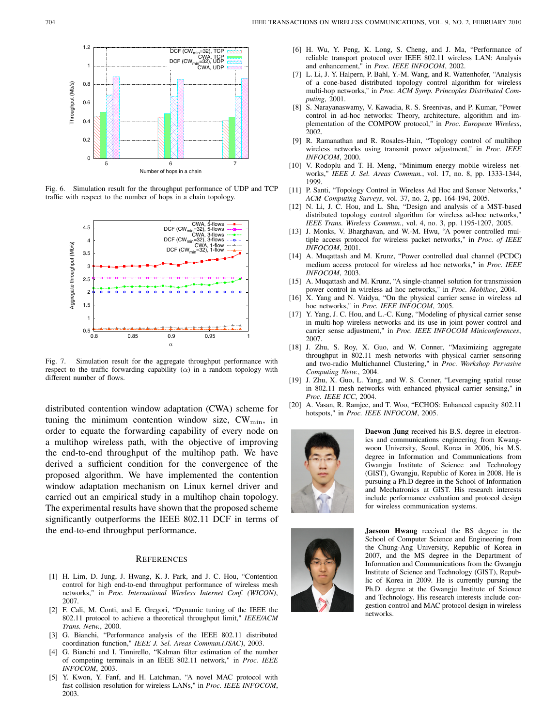Fig. 6. Simulation result for the throughput performance of UDP and TCP traffic with respect to the number of hops in a chain topology.

Fig. 7. Simulation result for the aggregate throughput performance with respect to the traffic forwarding capability ($\alpha$) in a random topology with different number of flows.

distributed contention window adaptation (CWA) scheme for tuning the minimum contention window size, $CW_{min}$, in order to equate the forwarding capability of every node on a multihop wireless path, with the objective of improving the end-to-end throughput of the multihop path. We have derived a sufficient condition for the convergence of the proposed algorithm. We have implemented the contention window adaptation mechanism on Linux kernel driver and carried out an empirical study in a multihop chain topology. The experimental results have shown that the proposed scheme significantly outperforms the IEEE 802.11 DCF in terms of the end-to-end throughput performance.

## References

[1] H. Lim, D. Jung, J. Hwang, K.-J. Park, and J. C. Hou, "Contention control for high end-to-end throughput performance of wireless mesh networks," in *Proc. International Wireless Internet Conf. (WICON)*, 2007.

[2] F. Cali, M. Conti, and E. Gregori, "Dynamic tuning of the IEEE the 802.11 protocol to achieve a theoretical throughput limit," *IEEE/ACM Trans. Netw.*, 2000.

[3] G. Bianchi, "Performance analysis of the IEEE 802.11 distributed coordination function," *IEEE J. Sel. Areas Commun.(JSAC)*, 2003.

[4] G. Bianchi and I. Tinnirello, "Kalman filter estimation of the number of competing terminals in an IEEE 802.11 network," in *Proc. IEEE INFOCOM*, 2003.

[5] Y. Kwon, Y. Fanf, and H. Latchman, "A novel MAC protocol with fast collision resolution for wireless LANs," in *Proc. IEEE INFOCOM*, 2003.

[6] H. Wu, Y. Peng, K. Long, S. Cheng, and J. Ma, "Performance of reliable transport protocol over IEEE 802.11 wireless LAN: Analysis and enhancement," in *Proc. IEEE INFOCOM*, 2002.

[7] L. Li, J. Y. Halpern, P. Bahl, Y.-M. Wang, and R. Wattenhofer, "Analysis of a cone-based distributed topology control algorithm for wireless multi-hop networks," in *Proc. ACM Symp. Principles Distributed Computing*, 2001.

[8] S. Narayanaswamy, V. Kawadia, R. S. Sreenivas, and P. Kumar, "Power control in ad-hoc networks: Theory, architecture, algorithm and implementation of the COMPOW protocol," in *Proc. European Wireless*, 2002.

[9] R. Ramanathan and R. Rosales-Hain, "Topology control of multihop wireless networks using transmit power adjustment," in *Proc. IEEE INFOCOM*, 2000.

[10] V. Rodoplu and T. H. Meng, "Minimum energy mobile wireless networks," *IEEE J. Sel. Areas Commun.*, vol. 17, no. 8, pp. 1333-1344, 1999.

[11] P. Santi, "Topology Control in Wireless Ad Hoc and Sensor Networks," *ACM Computing Surveys*, vol. 37, no. 2, pp. 164-194, 2005.

[12] N. Li, J. C. Hou, and L. Sha, "Design and analysis of a MST-based distributed topology control algorithm for wireless ad-hoc networks," *IEEE Trans. Wireless Commun.*, vol. 4, no. 3, pp. 1195-1207, 2005.

[13] J. Monks, V. Bharghavan, and W.-M. Hwu, "A power controlled multiple access protocol for wireless packet networks," in *Proc. of IEEE INFOCOM*, 2001.

[14] A. Muqattash and M. Krunz, "Power controlled dual channel (PCDC) medium access protocol for wireless ad hoc networks," in *Proc. IEEE INFOCOM*, 2003.

[15] A. Muqattash and M. Krunz, "A single-channel solution for transmission power control in wireless ad hoc networks," in *Proc. Mobihoc*, 2004.

[16] X. Yang and N. Vaidya, "On the physical carrier sense in wireless ad hoc networks," in *Proc. IEEE INFOCOM*, 2005.

[17] Y. Yang, J. C. Hou, and L.-C. Kung, "Modeling of physical carrier sense in multi-hop wireless networks and its use in joint power control and carrier sense adjustment," in *Proc. IEEE INFOCOM Miniconferences*, 2007.

[18] J. Zhu, S. Roy, X. Guo, and W. Conner, "Maximizing aggregate throughput in 802.11 mesh networks with physical carrier sensoring and two-radio Multichannel Clustering," in *Proc. Workshop Pervasive Computing Netw.*, 2004.

[19] J. Zhu, X. Guo, L. Yang, and W. S. Conner, "Leveraging spatial reuse in 802.11 mesh networks with enhanced physical carrier sensing," in *Proc. IEEE ICC*, 2004.

[20] A. Vasan, R. Ramjee, and T. Woo, "ECHOS: Enhanced capacity 802.11 hotspots," in *Proc. IEEE INFOCOM*, 2005.

**Daewon Jung** received his B.S. degree in electronics and communications engineering from Kwangwoon University, Seoul, Korea in 2006, his M.S. degree in Information and Communications from Gwangju Institute of Science and Technology (GIST), Gwangju, Republic of Korea in 2008. He is pursuing a Ph.D degree in the School of Information and Mechatronics at GIST. His research interests include performance evaluation and protocol design for wireless communication systems.

**Jaeseon Hwang** received the BS degree in the School of Computer Science and Engineering from the Chung-Ang University, Republic of Korea in 2007, and the MS degree in the Department of Information and Communications from the Gwangju Institute of Science and Technology (GIST), Republic of Korea in 2009. He is currently pursing the Ph.D. degree at the Gwangju Institute of Science and Technology. His research interests include congestion control and MAC protocol design in wireless networks.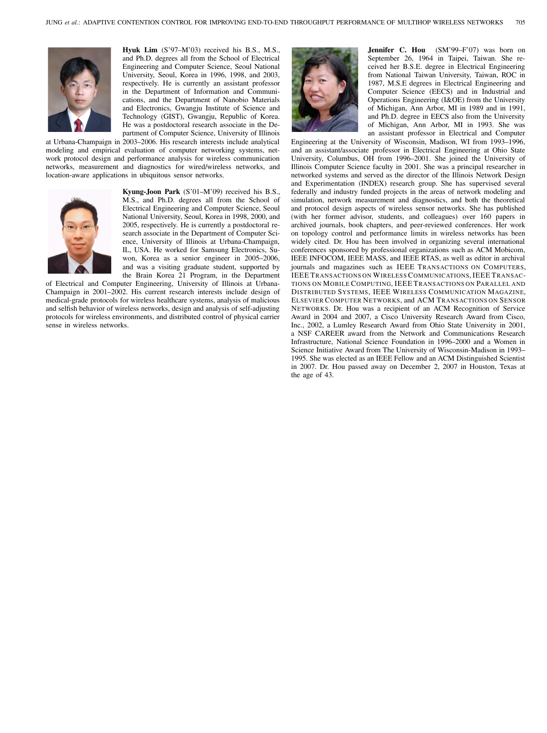**Hyuk Lim** (S'97–M'03) received his B.S., M.S., and Ph.D. degrees all from the School of Electrical Engineering and Computer Science, Seoul National University, Seoul, Korea in 1996, 1998, and 2003, respectively. He is currently an assistant professor in the Department of Information and Communications, and the Department of Nanobio Materials and Electronics, Gwangju Institute of Science and Technology (GIST), Gwangju, Republic of Korea. He was a postdoctoral research associate in the Department of Computer Science, University of Illinois at Urbana-Champaign in 2003–2006. His research interests include analytical modeling and empirical evaluation of computer networking systems, network protocol design and performance analysis for wireless communication networks, measurement and diagnostics for wired/wireless networks, and location-aware applications in ubiquitous sensor networks.

**Kyung-Joon Park** (S'01–M'09) received his B.S., M.S., and Ph.D. degrees all from the School of Electrical Engineering and Computer Science, Seoul National University, Seoul, Korea in 1998, 2000, and 2005, respectively. He is currently a postdoctoral research associate in the Department of Computer Science, University of Illinois at Urbana-Champaign, IL, USA. He worked for Samsung Electronics, Suwon, Korea as a senior engineer in 2005–2006, and was a visiting graduate student, supported by the Brain Korea 21 Program, in the Department of Electrical and Computer Engineering, University of Illinois at Urbana-Champaign in 2001–2002. His current research interests include design of medical-grade protocols for wireless healthcare systems, analysis of malicious and selfish behavior of wireless networks, design and analysis of self-adjusting protocols for wireless environments, and distributed control of physical carrier sense in wireless networks.

**Jennifer C. Hou** (SM'99–F'07) was born on September 26, 1964 in Taipei, Taiwan. She received her B.S.E. degree in Electrical Engineering from National Taiwan University, Taiwan, ROC in 1987, M.S.E degrees in Electrical Engineering and Computer Science (EECS) and in Industrial and Operations Engineering (I&OE) from the University of Michigan, Ann Arbor, MI in 1989 and in 1991, and Ph.D. degree in EECS also from the University of Michigan, Ann Arbor, MI in 1993. She was an assistant professor in Electrical and Computer Engineering at the University of Wisconsin, Madison, WI from 1993–1996, and an assistant/associate professor in Electrical Engineering at Ohio State University, Columbus, OH from 1996–2001. She joined the University of Illinois Computer Science faculty in 2001. She was a principal researcher in networked systems and served as the director of the Illinois Network Design and Experimentation (INDEX) research group. She has supervised several federally and industry funded projects in the areas of network modeling and simulation, network measurement and diagnostics, and both the theoretical and protocol design aspects of wireless sensor networks. She has published (with her former advisor, students, and colleagues) over 160 papers in archived journals, book chapters, and peer-reviewed conferences. Her work on topology control and performance limits in wireless networks has been widely cited. Dr. Hou has been involved in organizing several international conferences sponsored by professional organizations such as ACM Mobicom, IEEE INFOCOM, IEEE MASS, and IEEE RTAS, as well as editor in archival journals and magazines such as IEEE TRANSACTIONS ON COMPUTERS, IEEE TRANSACTIONS ON WIRELESS COMMUNICATIONS, IEEE TRANSACTIONS ON MOBILE COMPUTING, IEEE TRANSACTIONS ON PARALLEL AND DISTRIBUTED SYSTEMS, IEEE WIRELESS COMMUNICATION MAGAZINE, ELSEVIER COMPUTER NETWORKS, and ACM TRANSACTIONS ON SENSOR NETWORKS. Dr. Hou was a recipient of an ACM Recognition of Service Award in 2004 and 2007, a Cisco University Research Award from Cisco, Inc., 2002, a Lumley Research Award from Ohio State University in 2001, a NSF CAREER award from the Network and Communications Research Infrastructure, National Science Foundation in 1996–2000 and a Women in Science Initiative Award from The University of Wisconsin-Madison in 1993–1995. She was elected as an IEEE Fellow and an ACM Distinguished Scientist in 2007. Dr. Hou passed away on December 2, 2007 in Houston, Texas at the age of 43.